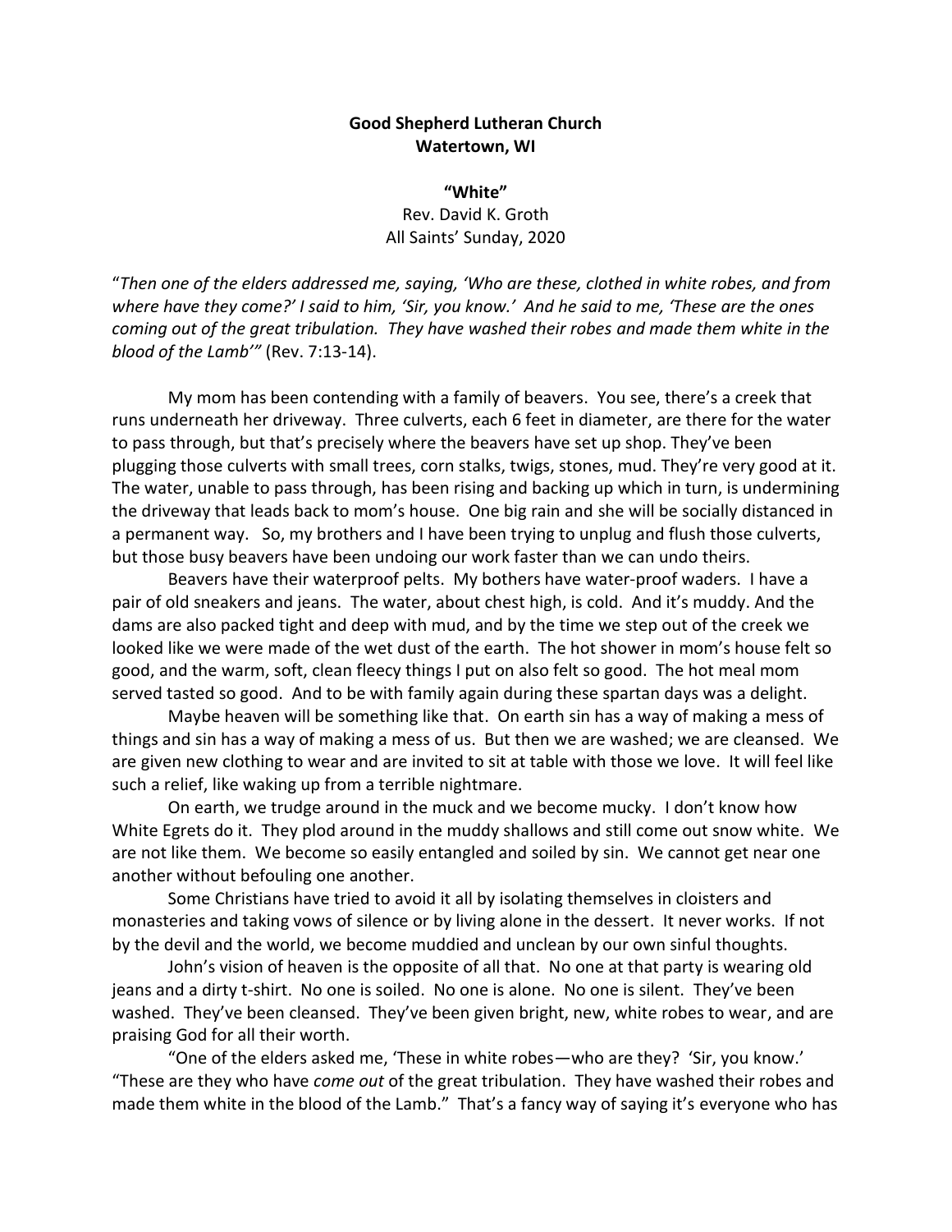**Good Shepherd Lutheran Church**
**Watertown, WI**

**"White"**
Rev. David K. Groth
All Saints' Sunday, 2020

"*Then one of the elders addressed me, saying, 'Who are these, clothed in white robes, and from where have they come?' I said to him, 'Sir, you know.' And he said to me, 'These are the ones coming out of the great tribulation. They have washed their robes and made them white in the blood of the Lamb'"* (Rev. 7:13-14).

My mom has been contending with a family of beavers. You see, there's a creek that runs underneath her driveway. Three culverts, each 6 feet in diameter, are there for the water to pass through, but that's precisely where the beavers have set up shop. They've been plugging those culverts with small trees, corn stalks, twigs, stones, mud. They're very good at it. The water, unable to pass through, has been rising and backing up which in turn, is undermining the driveway that leads back to mom's house. One big rain and she will be socially distanced in a permanent way. So, my brothers and I have been trying to unplug and flush those culverts, but those busy beavers have been undoing our work faster than we can undo theirs.

Beavers have their waterproof pelts. My bothers have water-proof waders. I have a pair of old sneakers and jeans. The water, about chest high, is cold. And it's muddy. And the dams are also packed tight and deep with mud, and by the time we step out of the creek we looked like we were made of the wet dust of the earth. The hot shower in mom's house felt so good, and the warm, soft, clean fleecy things I put on also felt so good. The hot meal mom served tasted so good. And to be with family again during these spartan days was a delight.

Maybe heaven will be something like that. On earth sin has a way of making a mess of things and sin has a way of making a mess of us. But then we are washed; we are cleansed. We are given new clothing to wear and are invited to sit at table with those we love. It will feel like such a relief, like waking up from a terrible nightmare.

On earth, we trudge around in the muck and we become mucky. I don't know how White Egrets do it. They plod around in the muddy shallows and still come out snow white. We are not like them. We become so easily entangled and soiled by sin. We cannot get near one another without befouling one another.

Some Christians have tried to avoid it all by isolating themselves in cloisters and monasteries and taking vows of silence or by living alone in the dessert. It never works. If not by the devil and the world, we become muddied and unclean by our own sinful thoughts.

John's vision of heaven is the opposite of all that. No one at that party is wearing old jeans and a dirty t-shirt. No one is soiled. No one is alone. No one is silent. They've been washed. They've been cleansed. They've been given bright, new, white robes to wear, and are praising God for all their worth.

"One of the elders asked me, 'These in white robes—who are they? 'Sir, you know.' "These are they who have *come out* of the great tribulation. They have washed their robes and made them white in the blood of the Lamb." That's a fancy way of saying it's everyone who has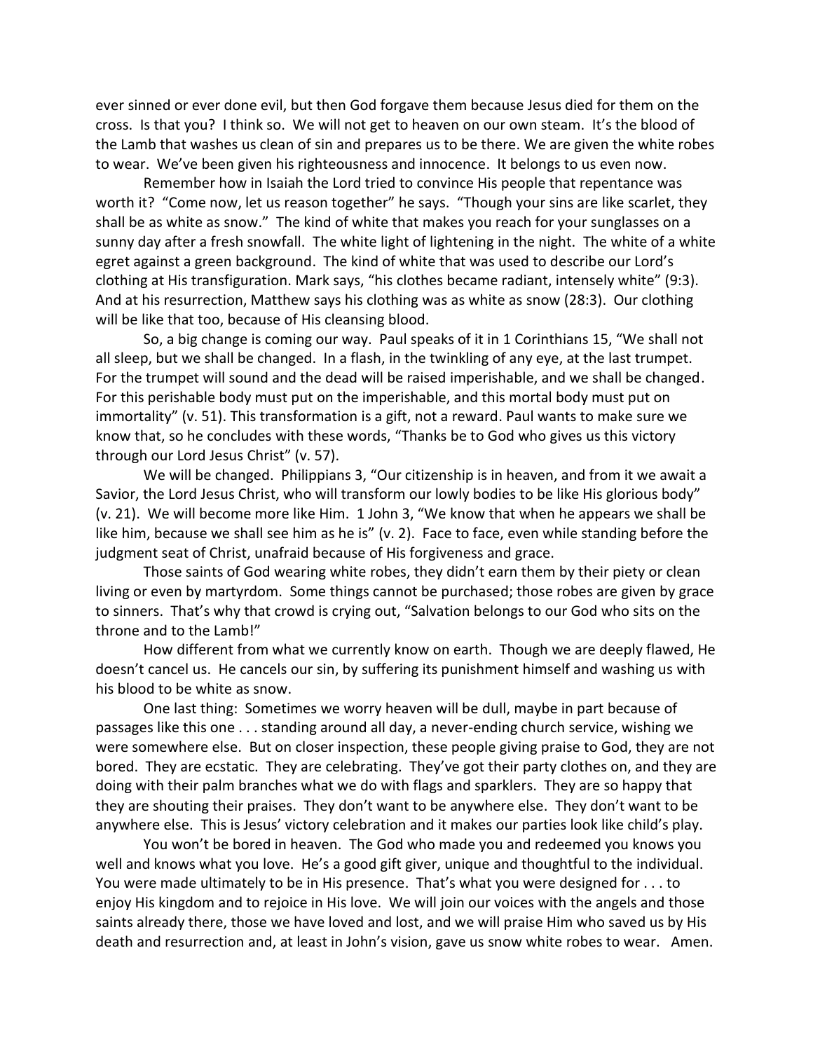ever sinned or ever done evil, but then God forgave them because Jesus died for them on the cross. Is that you? I think so. We will not get to heaven on our own steam. It's the blood of the Lamb that washes us clean of sin and prepares us to be there. We are given the white robes to wear. We've been given his righteousness and innocence. It belongs to us even now.

Remember how in Isaiah the Lord tried to convince His people that repentance was worth it? "Come now, let us reason together" he says. "Though your sins are like scarlet, they shall be as white as snow." The kind of white that makes you reach for your sunglasses on a sunny day after a fresh snowfall. The white light of lightening in the night. The white of a white egret against a green background. The kind of white that was used to describe our Lord's clothing at His transfiguration. Mark says, "his clothes became radiant, intensely white" (9:3). And at his resurrection, Matthew says his clothing was as white as snow (28:3). Our clothing will be like that too, because of His cleansing blood.

So, a big change is coming our way. Paul speaks of it in 1 Corinthians 15, "We shall not all sleep, but we shall be changed. In a flash, in the twinkling of any eye, at the last trumpet. For the trumpet will sound and the dead will be raised imperishable, and we shall be changed. For this perishable body must put on the imperishable, and this mortal body must put on immortality" (v. 51). This transformation is a gift, not a reward. Paul wants to make sure we know that, so he concludes with these words, "Thanks be to God who gives us this victory through our Lord Jesus Christ" (v. 57).

We will be changed. Philippians 3, "Our citizenship is in heaven, and from it we await a Savior, the Lord Jesus Christ, who will transform our lowly bodies to be like His glorious body" (v. 21). We will become more like Him. 1 John 3, "We know that when he appears we shall be like him, because we shall see him as he is" (v. 2). Face to face, even while standing before the judgment seat of Christ, unafraid because of His forgiveness and grace.

Those saints of God wearing white robes, they didn't earn them by their piety or clean living or even by martyrdom. Some things cannot be purchased; those robes are given by grace to sinners. That's why that crowd is crying out, "Salvation belongs to our God who sits on the throne and to the Lamb!"

How different from what we currently know on earth. Though we are deeply flawed, He doesn't cancel us. He cancels our sin, by suffering its punishment himself and washing us with his blood to be white as snow.

One last thing: Sometimes we worry heaven will be dull, maybe in part because of passages like this one . . . standing around all day, a never-ending church service, wishing we were somewhere else. But on closer inspection, these people giving praise to God, they are not bored. They are ecstatic. They are celebrating. They've got their party clothes on, and they are doing with their palm branches what we do with flags and sparklers. They are so happy that they are shouting their praises. They don't want to be anywhere else. They don't want to be anywhere else. This is Jesus' victory celebration and it makes our parties look like child's play.

You won't be bored in heaven. The God who made you and redeemed you knows you well and knows what you love. He's a good gift giver, unique and thoughtful to the individual. You were made ultimately to be in His presence. That's what you were designed for . . . to enjoy His kingdom and to rejoice in His love. We will join our voices with the angels and those saints already there, those we have loved and lost, and we will praise Him who saved us by His death and resurrection and, at least in John's vision, gave us snow white robes to wear. Amen.